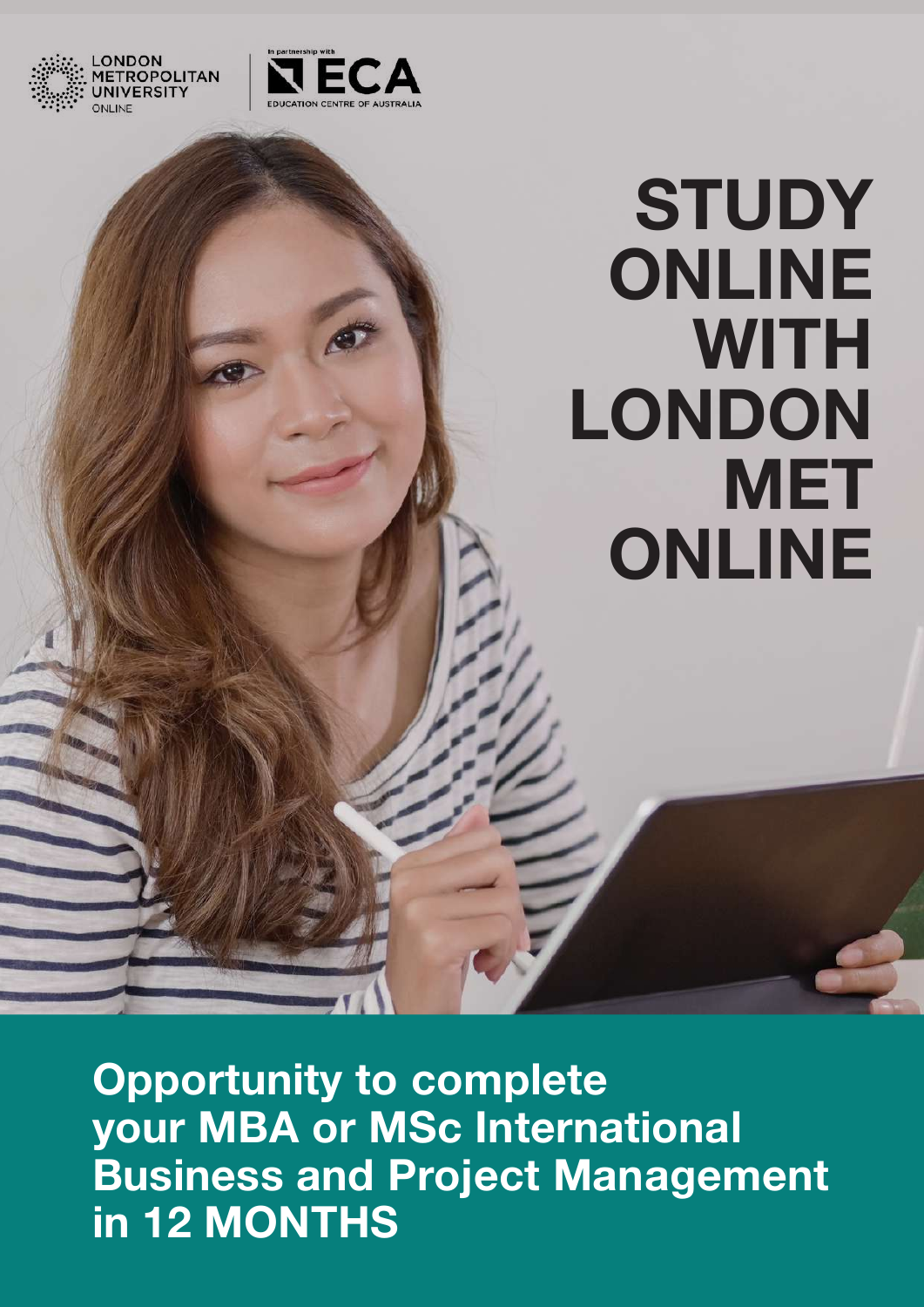LONDON METROPOLITAN UNIVERSITY ONLINE

In partnership with ECA EDUCATION CENTRE OF AUSTRALIA

# STUDY ONLINE WITH LONDON MET ONLINE

**Opportunity to complete your MBA or MSc International Business and Project Management in 12 MONTHS**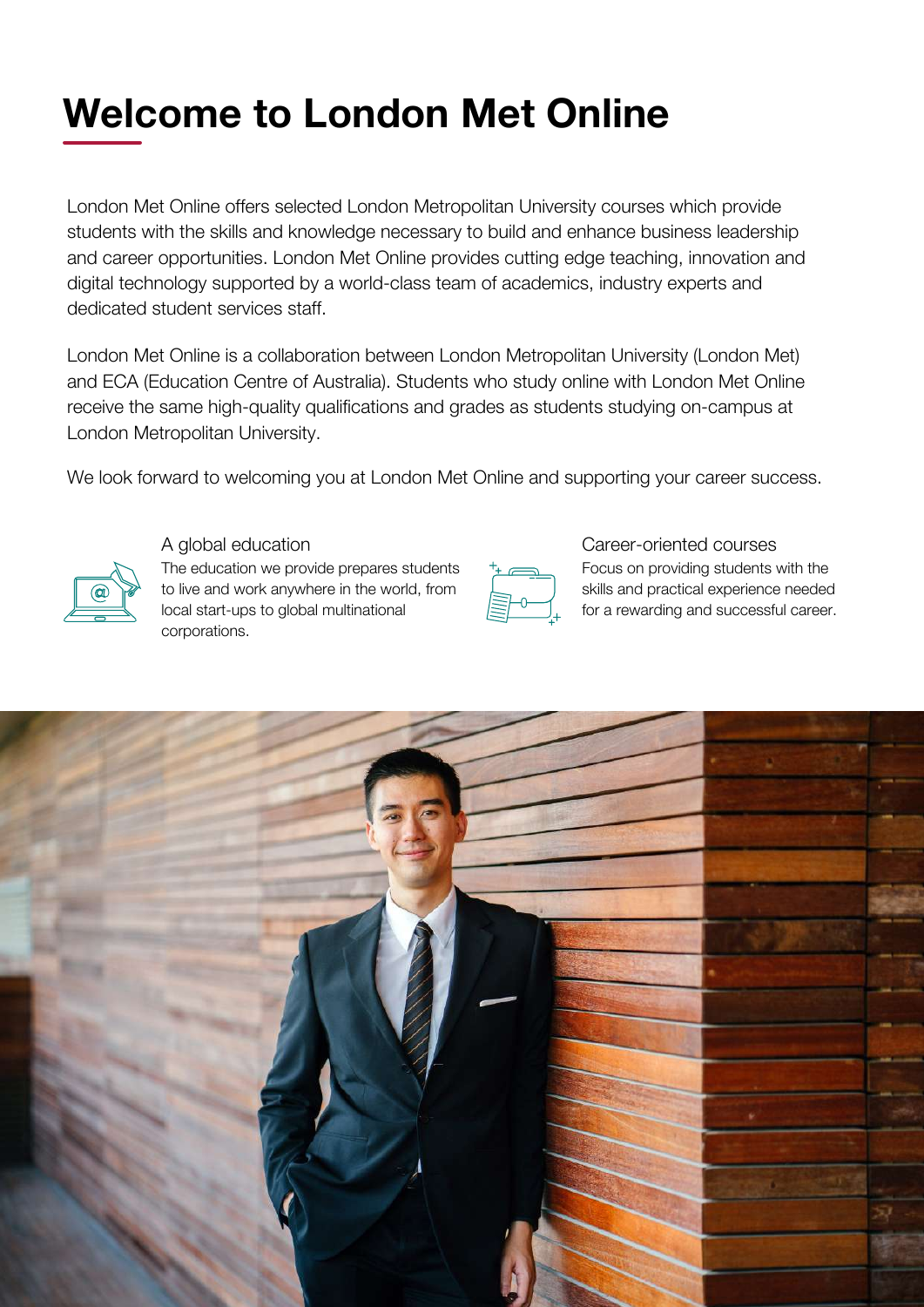# Welcome to London Met Online

London Met Online offers selected London Metropolitan University courses which provide students with the skills and knowledge necessary to build and enhance business leadership and career opportunities. London Met Online provides cutting edge teaching, innovation and digital technology supported by a world-class team of academics, industry experts and dedicated student services staff.

London Met Online is a collaboration between London Metropolitan University (London Met) and ECA (Education Centre of Australia). Students who study online with London Met Online receive the same high-quality qualifications and grades as students studying on-campus at London Metropolitan University.

We look forward to welcoming you at London Met Online and supporting your career success.

### A global education

The education we provide prepares students to live and work anywhere in the world, from local start-ups to global multinational corporations.

### Career-oriented courses

Focus on providing students with the skills and practical experience needed for a rewarding and successful career.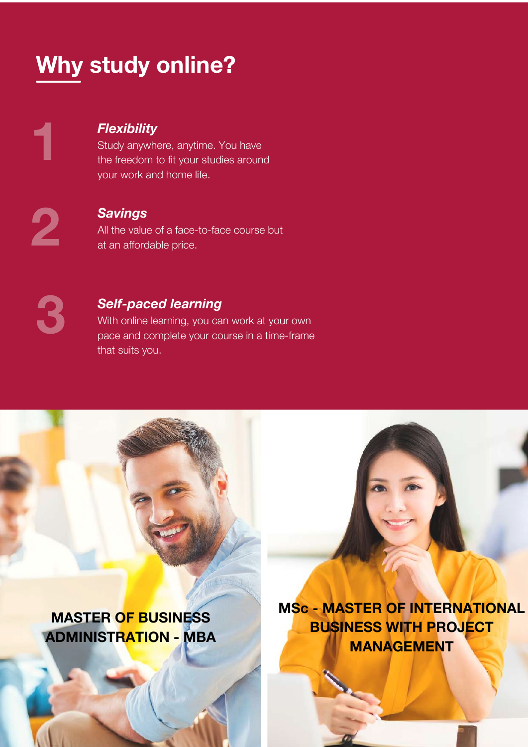# Why study online?

1

### *Flexibility*

Study anywhere, anytime. You have the freedom to fit your studies around your work and home life.

2

### *Savings*

All the value of a face-to-face course but at an affordable price.

3

### *Self-paced learning*

With online learning, you can work at your own pace and complete your course in a time-frame that suits you.

**MASTER OF BUSINESS ADMINISTRATION - MBA**

**MSc - MASTER OF INTERNATIONAL BUSINESS WITH PROJECT MANAGEMENT**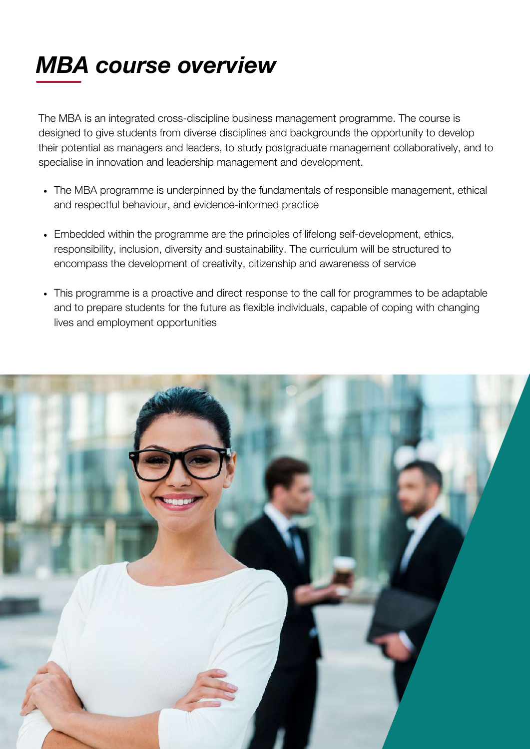# *MBA course overview*

The MBA is an integrated cross-discipline business management programme. The course is designed to give students from diverse disciplines and backgrounds the opportunity to develop their potential as managers and leaders, to study postgraduate management collaboratively, and to specialise in innovation and leadership management and development.

- The MBA programme is underpinned by the fundamentals of responsible management, ethical and respectful behaviour, and evidence-informed practice
- Embedded within the programme are the principles of lifelong self-development, ethics, responsibility, inclusion, diversity and sustainability. The curriculum will be structured to encompass the development of creativity, citizenship and awareness of service
- This programme is a proactive and direct response to the call for programmes to be adaptable and to prepare students for the future as flexible individuals, capable of coping with changing lives and employment opportunities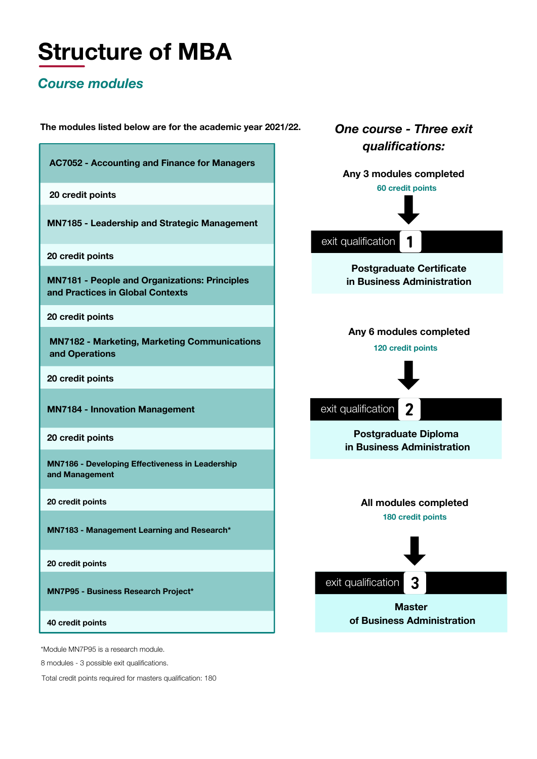# Structure of MBA

## *Course modules*

**The modules listed below are for the academic year 2021/22.**

| Module | Credit points |
| --- | --- |
| **AC7052 - Accounting and Finance for Managers** | **20 credit points** |
| **MN7185 - Leadership and Strategic Management** | **20 credit points** |
| **MN7181 - People and Organizations: Principles and Practices in Global Contexts** | **20 credit points** |
| **MN7182 - Marketing, Marketing Communications and Operations** | **20 credit points** |
| **MN7184 - Innovation Management** | **20 credit points** |
| **MN7186 - Developing Effectiveness in Leadership and Management** | **20 credit points** |
| **MN7183 - Management Learning and Research*** | **20 credit points** |
| **MN7P95 - Business Research Project*** | **40 credit points** |

*Module MN7P95 is a research module.

8 modules - 3 possible exit qualifications.

Total credit points required for masters qualification: 180

### *One course - Three exit qualifications:*

**Any 3 modules completed**
**60 credit points**

exit qualification **1**

**Postgraduate Certificate in Business Administration**

**Any 6 modules completed**
**120 credit points**

exit qualification **2**

**Postgraduate Diploma in Business Administration**

**All modules completed**
**180 credit points**

exit qualification **3**

**Master of Business Administration**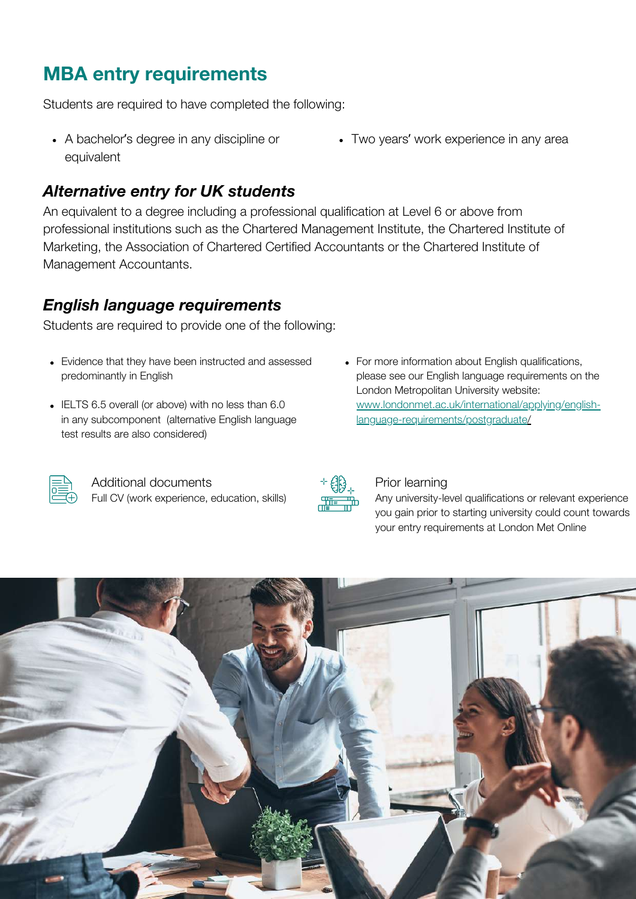## MBA entry requirements

Students are required to have completed the following:

- A bachelor's degree in any discipline or equivalent
- Two years' work experience in any area

### *Alternative entry for UK students*

An equivalent to a degree including a professional qualification at Level 6 or above from professional institutions such as the Chartered Management Institute, the Chartered Institute of Marketing, the Association of Chartered Certified Accountants or the Chartered Institute of Management Accountants.

### *English language requirements*

Students are required to provide one of the following:

- Evidence that they have been instructed and assessed predominantly in English
- IELTS 6.5 overall (or above) with no less than 6.0 in any subcomponent (alternative English language test results are also considered)
- For more information about English qualifications, please see our English language requirements on the London Metropolitan University website: [www.londonmet.ac.uk/international/applying/english-language-requirements/postgraduate/](www.londonmet.ac.uk/international/applying/english-language-requirements/postgraduate/)

Additional documents

Full CV (work experience, education, skills)

Prior learning

Any university-level qualifications or relevant experience you gain prior to starting university could count towards your entry requirements at London Met Online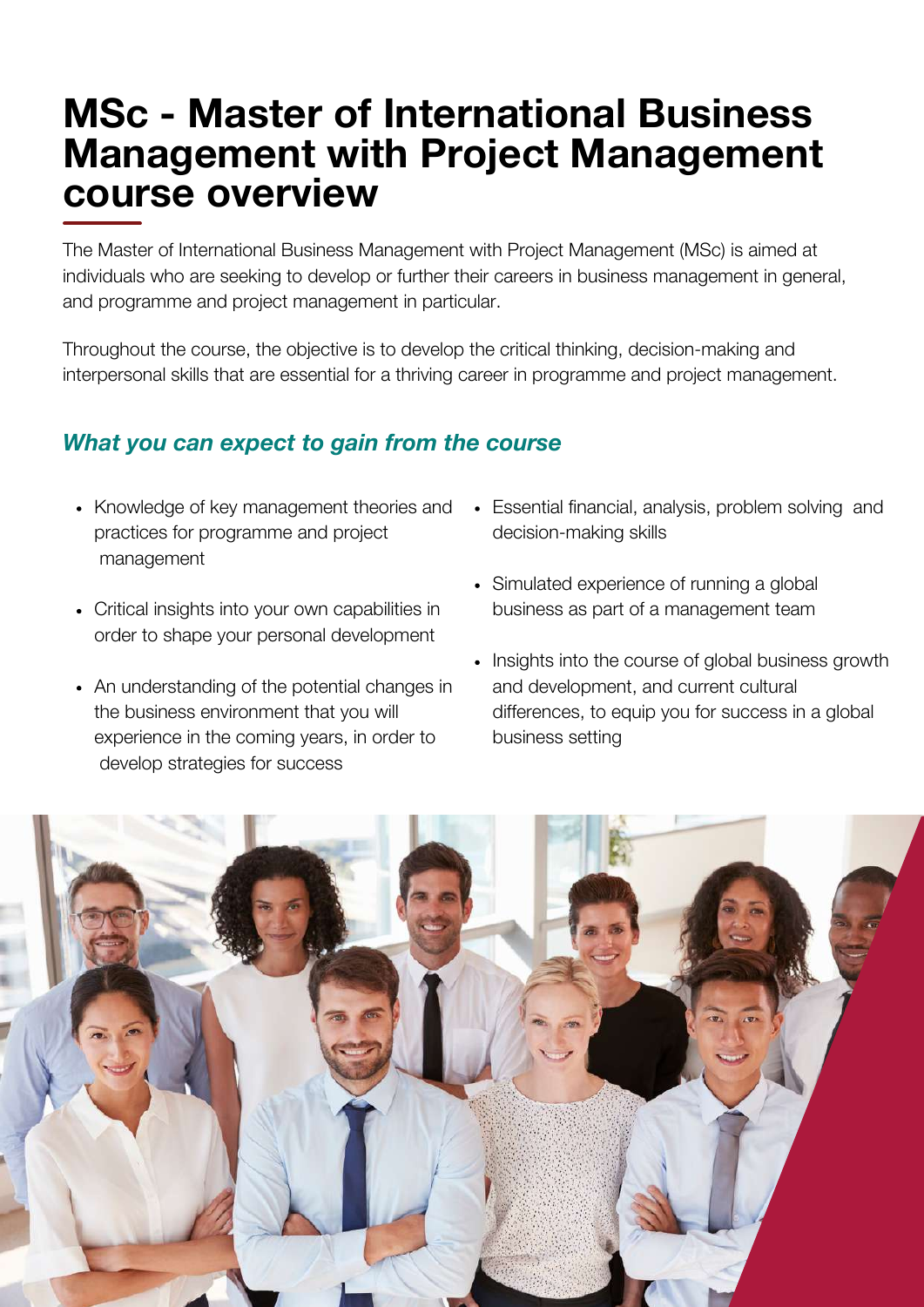# MSc - Master of International Business Management with Project Management course overview

The Master of International Business Management with Project Management (MSc) is aimed at individuals who are seeking to develop or further their careers in business management in general, and programme and project management in particular.

Throughout the course, the objective is to develop the critical thinking, decision-making and interpersonal skills that are essential for a thriving career in programme and project management.

### *What you can expect to gain from the course*

- Knowledge of key management theories and practices for programme and project management
- Critical insights into your own capabilities in order to shape your personal development
- An understanding of the potential changes in the business environment that you will experience in the coming years, in order to develop strategies for success
- Essential financial, analysis, problem solving and decision-making skills
- Simulated experience of running a global business as part of a management team
- Insights into the course of global business growth and development, and current cultural differences, to equip you for success in a global business setting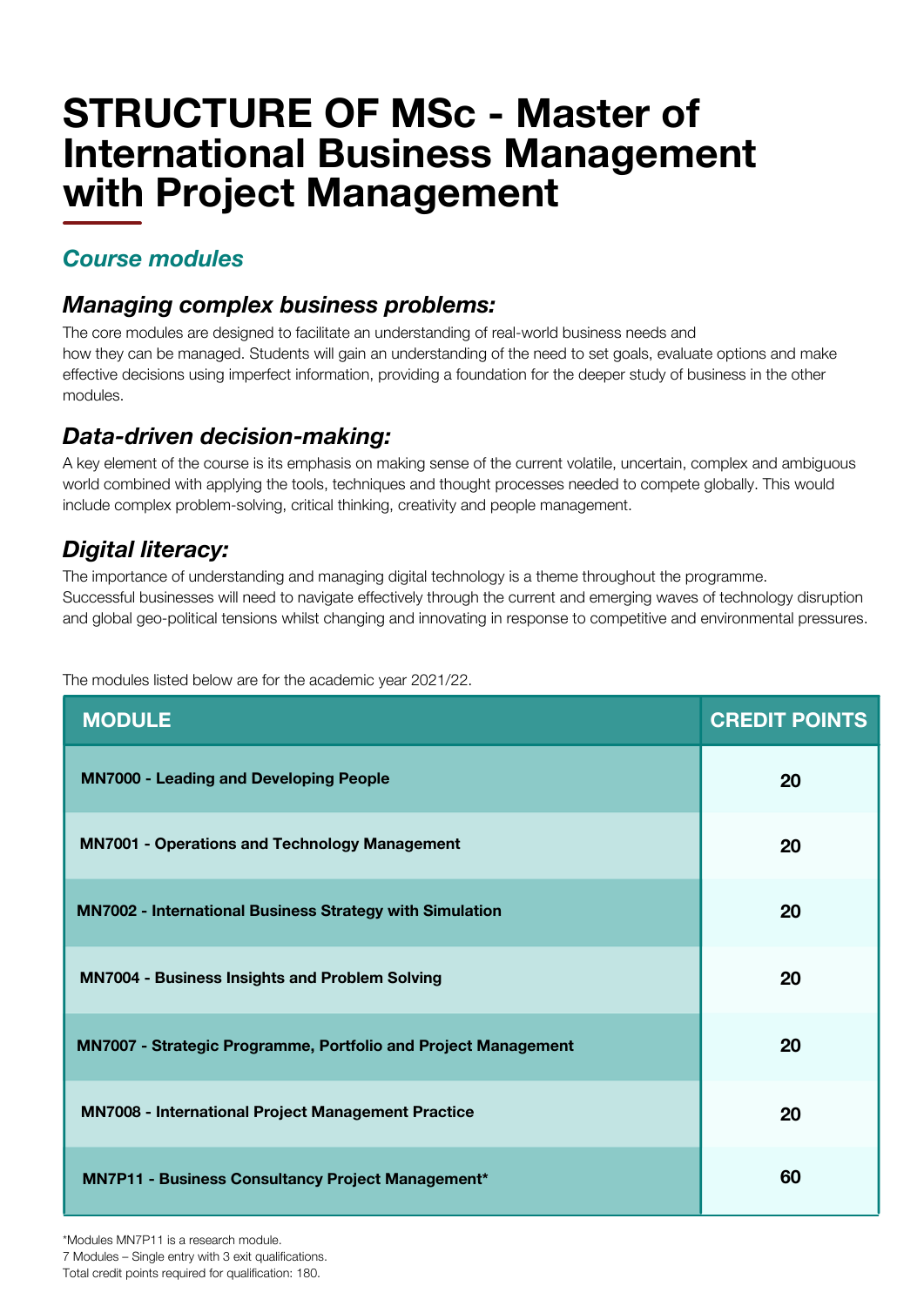# STRUCTURE OF MSc - Master of International Business Management with Project Management

## *Course modules*

### *Managing complex business problems:*

The core modules are designed to facilitate an understanding of real-world business needs and how they can be managed. Students will gain an understanding of the need to set goals, evaluate options and make effective decisions using imperfect information, providing a foundation for the deeper study of business in the other modules.

### *Data-driven decision-making:*

A key element of the course is its emphasis on making sense of the current volatile, uncertain, complex and ambiguous world combined with applying the tools, techniques and thought processes needed to compete globally. This would include complex problem-solving, critical thinking, creativity and people management.

### *Digital literacy:*

The importance of understanding and managing digital technology is a theme throughout the programme. Successful businesses will need to navigate effectively through the current and emerging waves of technology disruption and global geo-political tensions whilst changing and innovating in response to competitive and environmental pressures.

The modules listed below are for the academic year 2021/22.

| MODULE | CREDIT POINTS |
|---|---|
| **MN7000 - Leading and Developing People** | **20** |
| **MN7001 - Operations and Technology Management** | **20** |
| **MN7002 - International Business Strategy with Simulation** | **20** |
| **MN7004 - Business Insights and Problem Solving** | **20** |
| **MN7007 - Strategic Programme, Portfolio and Project Management** | **20** |
| **MN7008 - International Project Management Practice** | **20** |
| **MN7P11 - Business Consultancy Project Management*** | **60** |

*Modules MN7P11 is a research module.

7 Modules – Single entry with 3 exit qualifications.

Total credit points required for qualification: 180.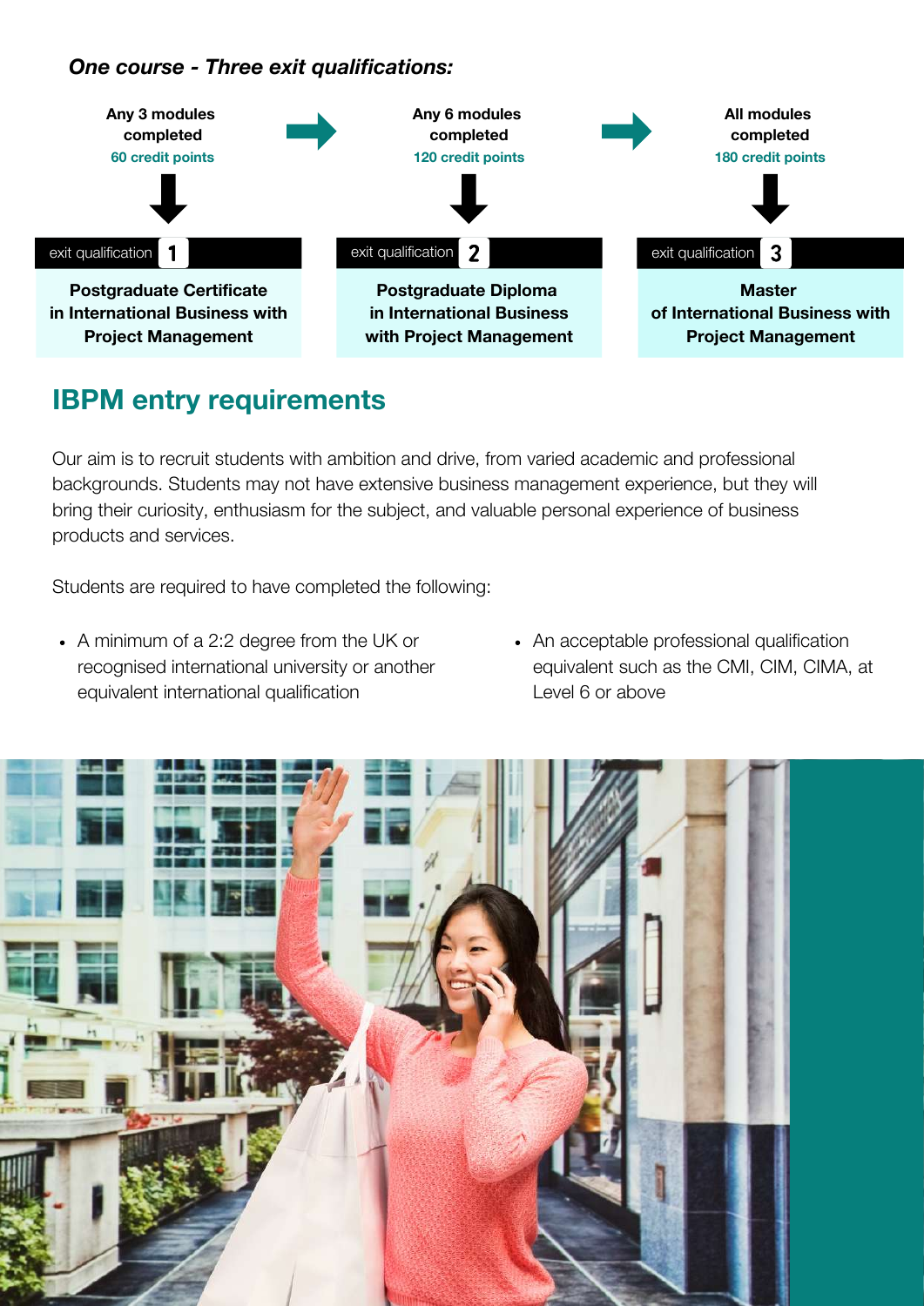***One course - Three exit qualifications:***

| Any 3 modules completed<br>60 credit points | Any 6 modules completed<br>120 credit points | All modules completed<br>180 credit points |
|---|---|---|
| exit qualification 1 | exit qualification 2 | exit qualification 3 |
| **Postgraduate Certificate in International Business with Project Management** | **Postgraduate Diploma in International Business with Project Management** | **Master of International Business with Project Management** |

## IBPM entry requirements

Our aim is to recruit students with ambition and drive, from varied academic and professional backgrounds. Students may not have extensive business management experience, but they will bring their curiosity, enthusiasm for the subject, and valuable personal experience of business products and services.

Students are required to have completed the following:

- A minimum of a 2:2 degree from the UK or recognised international university or another equivalent international qualification
- An acceptable professional qualification equivalent such as the CMI, CIM, CIMA, at Level 6 or above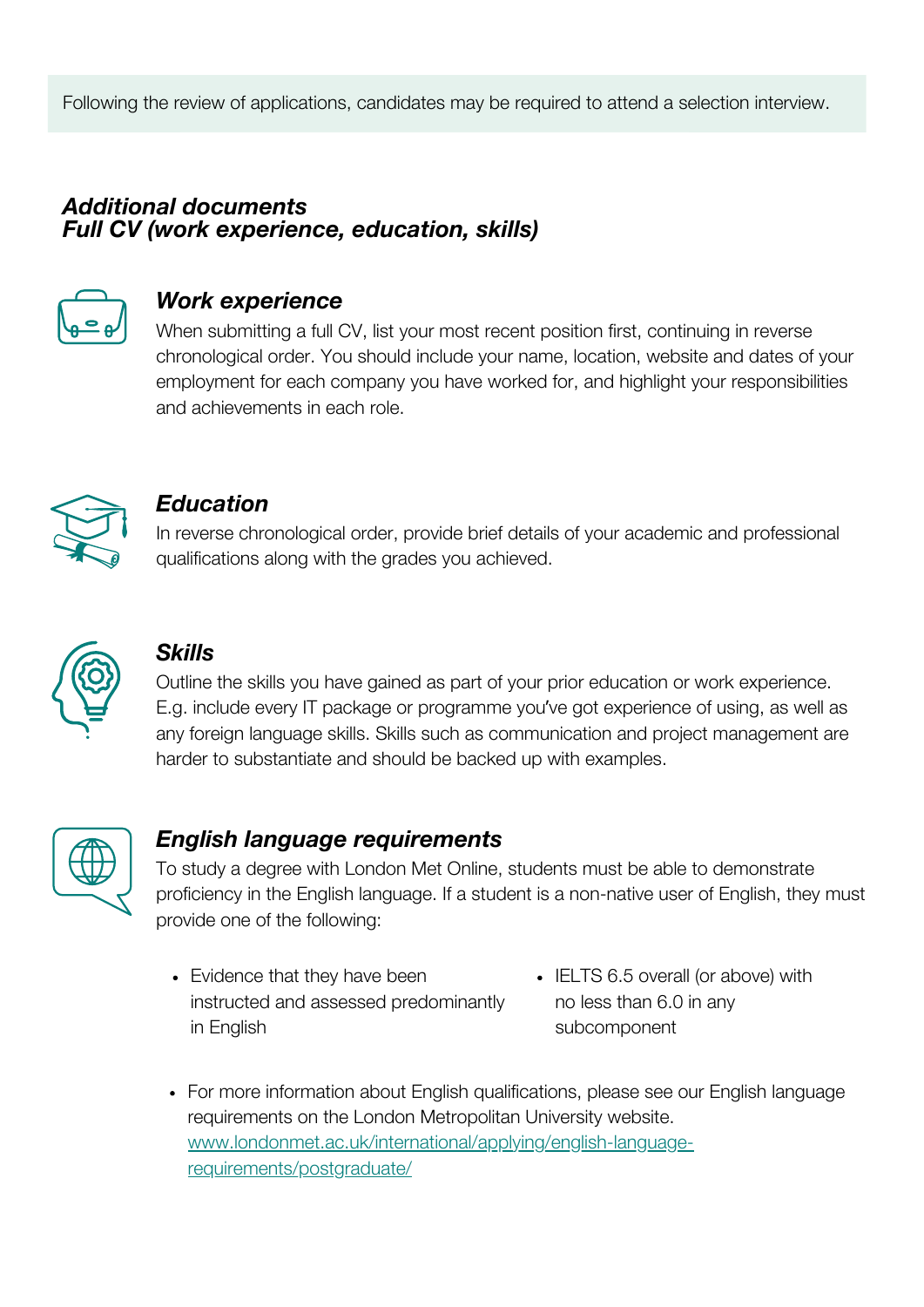Following the review of applications, candidates may be required to attend a selection interview.

## *Additional documents*
## *Full CV (work experience, education, skills)*

### *Work experience*

When submitting a full CV, list your most recent position first, continuing in reverse chronological order. You should include your name, location, website and dates of your employment for each company you have worked for, and highlight your responsibilities and achievements in each role.

### *Education*

In reverse chronological order, provide brief details of your academic and professional qualifications along with the grades you achieved.

### *Skills*

Outline the skills you have gained as part of your prior education or work experience. E.g. include every IT package or programme you've got experience of using, as well as any foreign language skills. Skills such as communication and project management are harder to substantiate and should be backed up with examples.

### *English language requirements*

To study a degree with London Met Online, students must be able to demonstrate proficiency in the English language. If a student is a non-native user of English, they must provide one of the following:

- Evidence that they have been instructed and assessed predominantly in English
- IELTS 6.5 overall (or above) with no less than 6.0 in any subcomponent

- For more information about English qualifications, please see our English language requirements on the London Metropolitan University website. [www.londonmet.ac.uk/international/applying/english-language-requirements/postgraduate/](www.londonmet.ac.uk/international/applying/english-language-requirements/postgraduate/)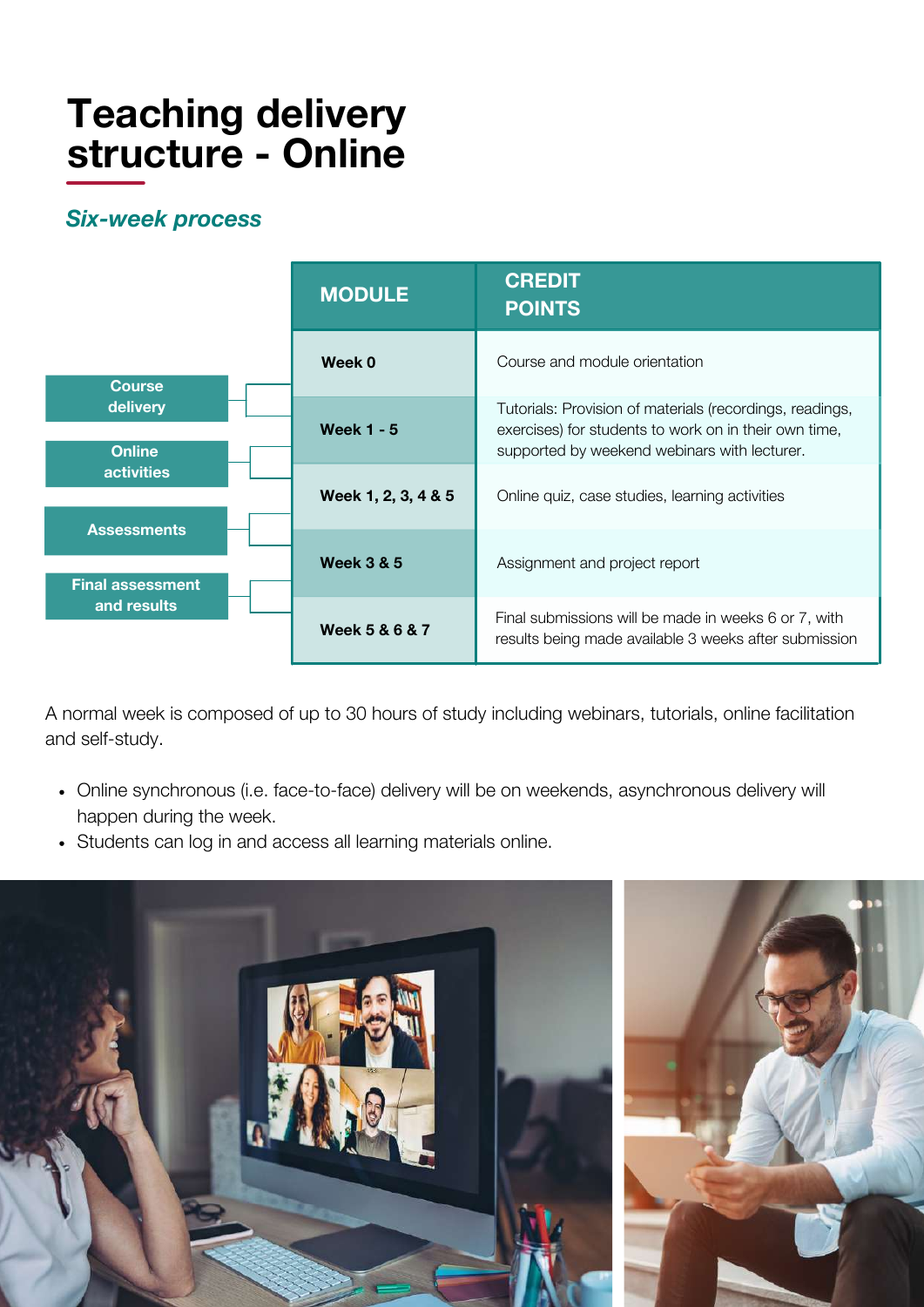# Teaching delivery structure - Online

### *Six-week process*

| | MODULE | CREDIT POINTS |
|---|---|---|
| | **Week 0** | Course and module orientation |
| **Course delivery** | **Week 1 - 5** | Tutorials: Provision of materials (recordings, readings, exercises) for students to work on in their own time, supported by weekend webinars with lecturer. |
| **Online activities** | **Week 1, 2, 3, 4 & 5** | Online quiz, case studies, learning activities |
| **Assessments** | **Week 3 & 5** | Assignment and project report |
| **Final assessment and results** | **Week 5 & 6 & 7** | Final submissions will be made in weeks 6 or 7, with results being made available 3 weeks after submission |

A normal week is composed of up to 30 hours of study including webinars, tutorials, online facilitation and self-study.

- Online synchronous (i.e. face-to-face) delivery will be on weekends, asynchronous delivery will happen during the week.
- Students can log in and access all learning materials online.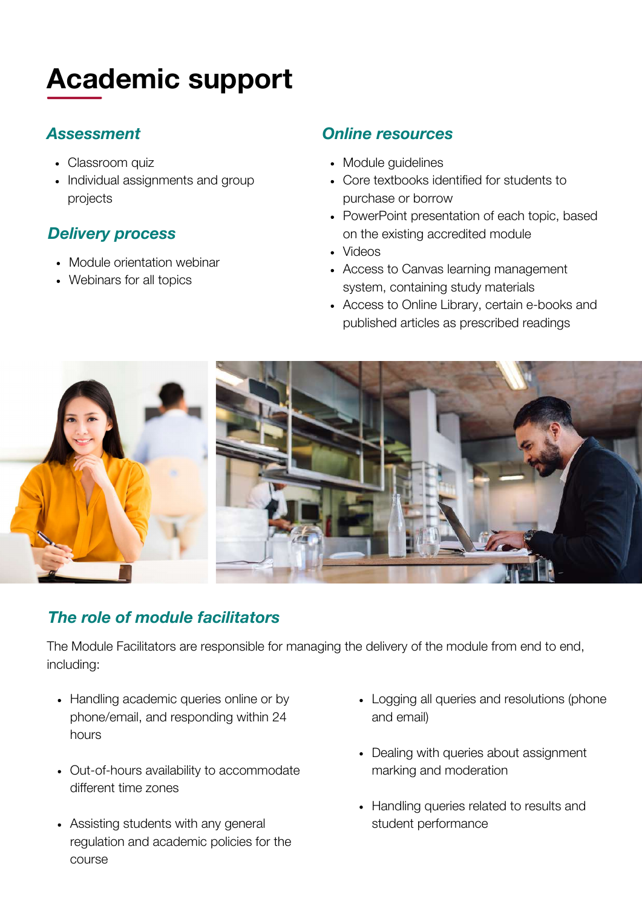# Academic support

### *Assessment*

- Classroom quiz
- Individual assignments and group projects

### *Delivery process*

- Module orientation webinar
- Webinars for all topics

### *Online resources*

- Module guidelines
- Core textbooks identified for students to purchase or borrow
- PowerPoint presentation of each topic, based on the existing accredited module
- Videos
- Access to Canvas learning management system, containing study materials
- Access to Online Library, certain e-books and published articles as prescribed readings

### *The role of module facilitators*

The Module Facilitators are responsible for managing the delivery of the module from end to end, including:

- Handling academic queries online or by phone/email, and responding within 24 hours
- Out-of-hours availability to accommodate different time zones
- Assisting students with any general regulation and academic policies for the course
- Logging all queries and resolutions (phone and email)
- Dealing with queries about assignment marking and moderation
- Handling queries related to results and student performance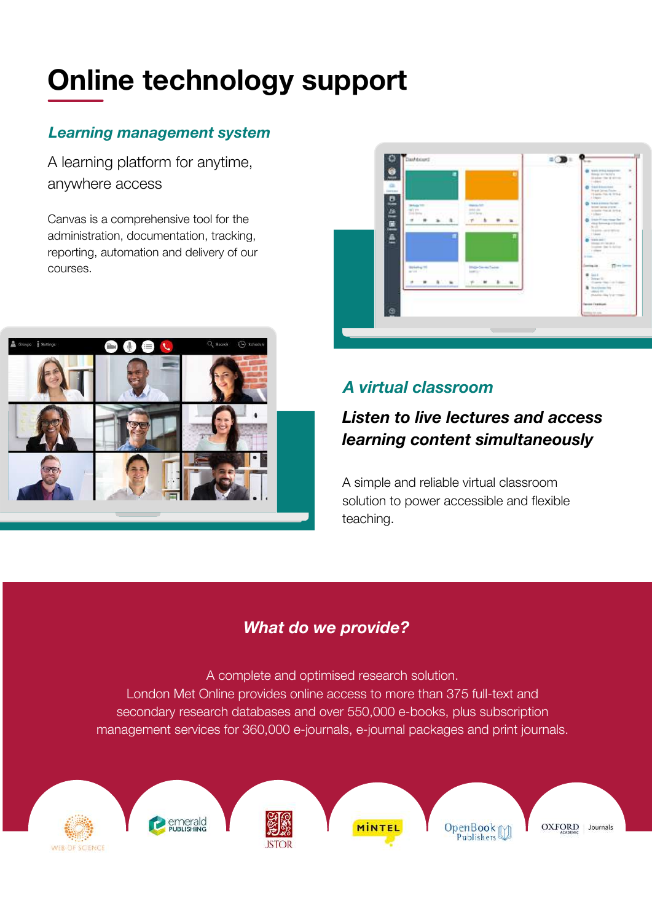# Online technology support

## *Learning management system*

A learning platform for anytime, anywhere access

Canvas is a comprehensive tool for the administration, documentation, tracking, reporting, automation and delivery of our courses.

## *A virtual classroom*

***Listen to live lectures and access learning content simultaneously***

A simple and reliable virtual classroom solution to power accessible and flexible teaching.

## *What do we provide?*

A complete and optimised research solution.
London Met Online provides online access to more than 375 full-text and secondary research databases and over 550,000 e-books, plus subscription management services for 360,000 e-journals, e-journal packages and print journals.

WEB OF SCIENCE | emerald PUBLISHING | JSTOR | MINTEL | OpenBook Publishers | OXFORD ACADEMIC Journals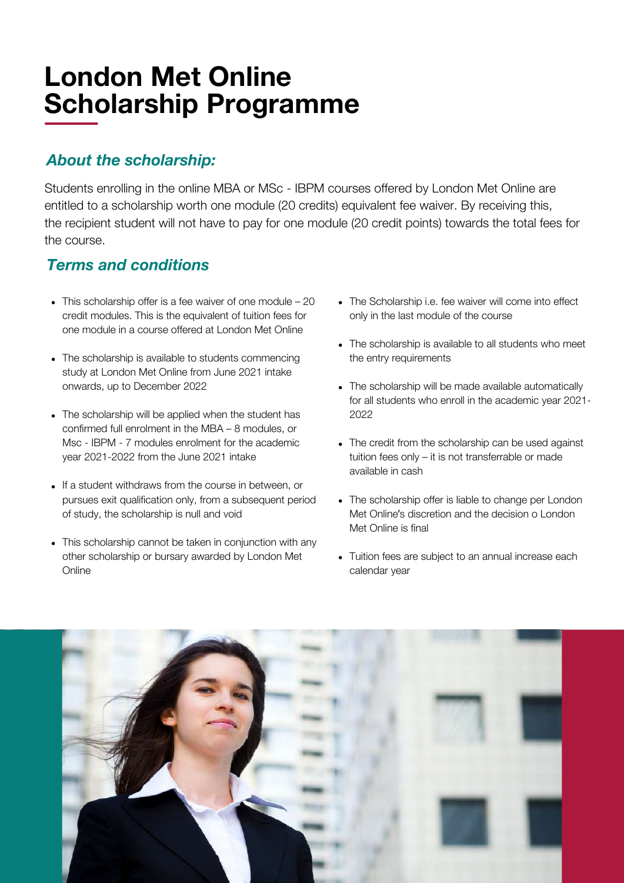# London Met Online Scholarship Programme

## *About the scholarship:*

Students enrolling in the online MBA or MSc - IBPM courses offered by London Met Online are entitled to a scholarship worth one module (20 credits) equivalent fee waiver. By receiving this, the recipient student will not have to pay for one module (20 credit points) towards the total fees for the course.

## *Terms and conditions*

- This scholarship offer is a fee waiver of one module – 20 credit modules. This is the equivalent of tuition fees for one module in a course offered at London Met Online
- The scholarship is available to students commencing study at London Met Online from June 2021 intake onwards, up to December 2022
- The scholarship will be applied when the student has confirmed full enrolment in the MBA – 8 modules, or Msc - IBPM - 7 modules enrolment for the academic year 2021-2022 from the June 2021 intake
- If a student withdraws from the course in between, or pursues exit qualification only, from a subsequent period of study, the scholarship is null and void
- This scholarship cannot be taken in conjunction with any other scholarship or bursary awarded by London Met Online
- The Scholarship i.e. fee waiver will come into effect only in the last module of the course
- The scholarship is available to all students who meet the entry requirements
- The scholarship will be made available automatically for all students who enroll in the academic year 2021-2022
- The credit from the scholarship can be used against tuition fees only – it is not transferrable or made available in cash
- The scholarship offer is liable to change per London Met Online's discretion and the decision o London Met Online is final
- Tuition fees are subject to an annual increase each calendar year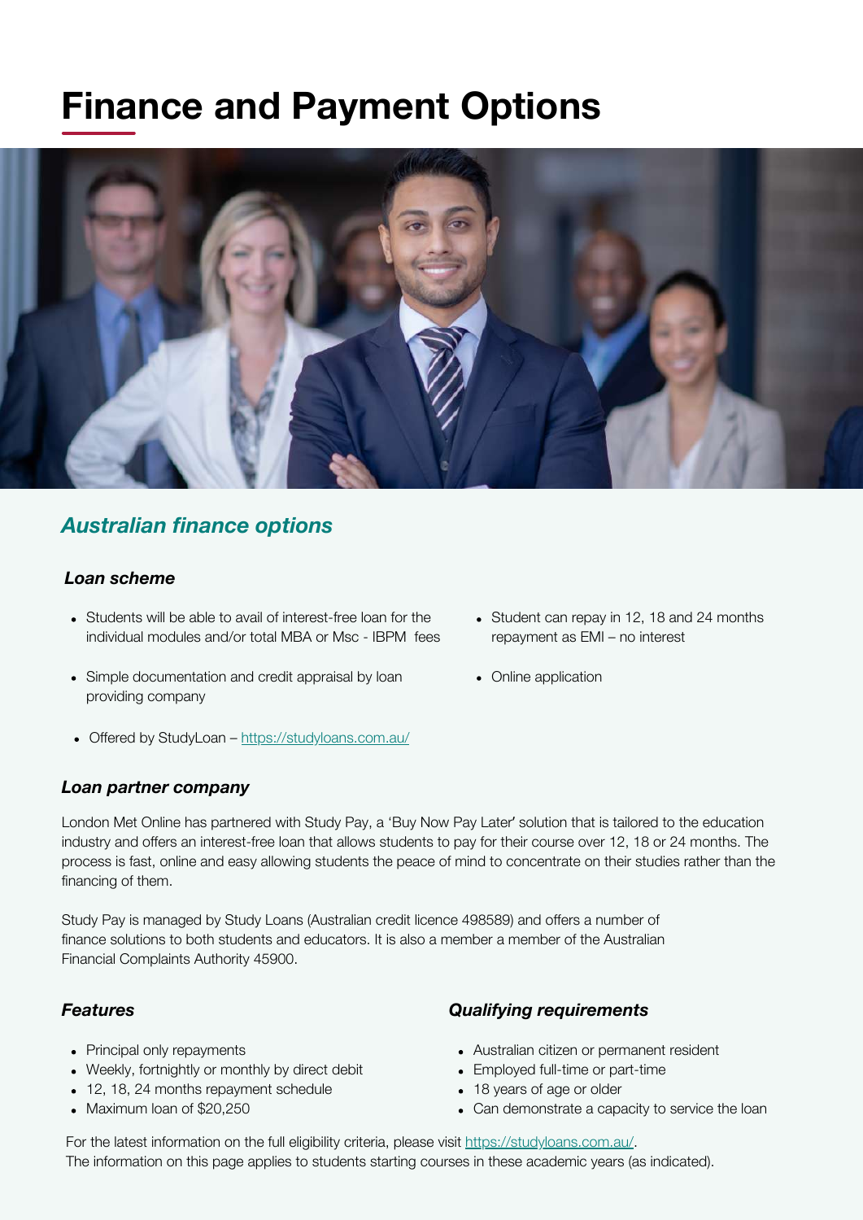# Finance and Payment Options

## *Australian finance options*

### *Loan scheme*

- Students will be able to avail of interest-free loan for the individual modules and/or total MBA or Msc - IBPM fees
- Simple documentation and credit appraisal by loan providing company
- Offered by StudyLoan – https://studyloans.com.au/
- Student can repay in 12, 18 and 24 months repayment as EMI – no interest
- Online application

### *Loan partner company*

London Met Online has partnered with Study Pay, a 'Buy Now Pay Later' solution that is tailored to the education industry and offers an interest-free loan that allows students to pay for their course over 12, 18 or 24 months. The process is fast, online and easy allowing students the peace of mind to concentrate on their studies rather than the financing of them.

Study Pay is managed by Study Loans (Australian credit licence 498589) and offers a number of finance solutions to both students and educators. It is also a member a member of the Australian Financial Complaints Authority 45900.

### *Features*

- Principal only repayments
- Weekly, fortnightly or monthly by direct debit
- 12, 18, 24 months repayment schedule
- Maximum loan of $20,250

### *Qualifying requirements*

- Australian citizen or permanent resident
- Employed full-time or part-time
- 18 years of age or older
- Can demonstrate a capacity to service the loan

For the latest information on the full eligibility criteria, please visit https://studyloans.com.au/.
The information on this page applies to students starting courses in these academic years (as indicated).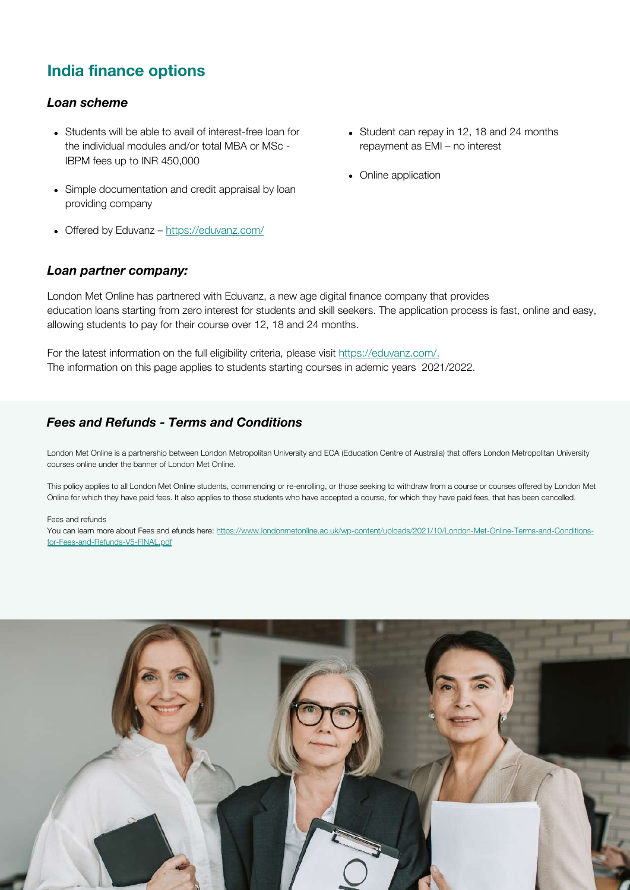## India finance options

### *Loan scheme*

- Students will be able to avail of interest-free loan for the individual modules and/or total MBA or MSc - IBPM fees up to INR 450,000
- Simple documentation and credit appraisal by loan providing company
- Offered by Eduvanz – https://eduvanz.com/
- Student can repay in 12, 18 and 24 months repayment as EMI – no interest
- Online application

### *Loan partner company:*

London Met Online has partnered with Eduvanz, a new age digital finance company that provides education loans starting from zero interest for students and skill seekers. The application process is fast, online and easy, allowing students to pay for their course over 12, 18 and 24 months.

For the latest information on the full eligibility criteria, please visit https://eduvanz.com/.
The information on this page applies to students starting courses in ademic years 2021/2022.

### *Fees and Refunds - Terms and Conditions*

London Met Online is a partnership between London Metropolitan University and ECA (Education Centre of Australia) that offers London Metropolitan University courses online under the banner of London Met Online.

This policy applies to all London Met Online students, commencing or re-enrolling, or those seeking to withdraw from a course or courses offered by London Met Online for which they have paid fees. It also applies to those students who have accepted a course, for which they have paid fees, that has been cancelled.

Fees and refunds
You can learn more about Fees and efunds here: https://www.londonmetonline.ac.uk/wp-content/uploads/2021/10/London-Met-Online-Terms-and-Conditions-for-Fees-and-Refunds-V5-FINAL.pdf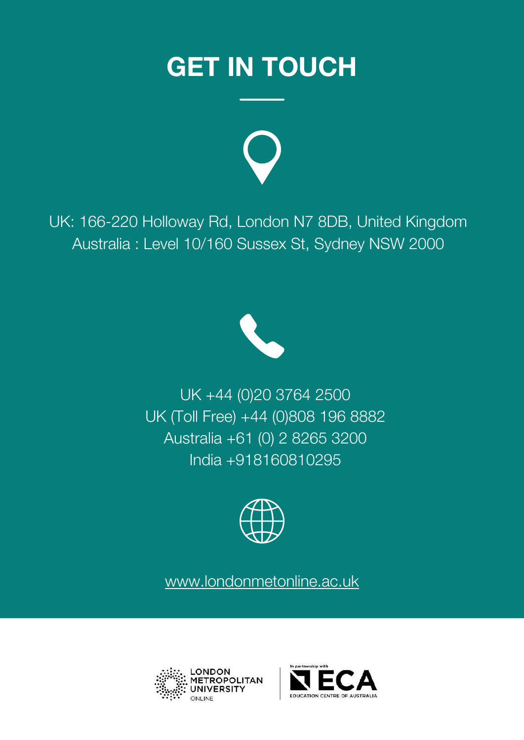# GET IN TOUCH

UK: 166-220 Holloway Rd, London N7 8DB, United Kingdom
Australia : Level 10/160 Sussex St, Sydney NSW 2000

UK +44 (0)20 3764 2500
UK (Toll Free) +44 (0)808 196 8882
Australia +61 (0) 2 8265 3200
India +918160810295

www.londonmetonline.ac.uk

LONDON METROPOLITAN UNIVERSITY ONLINE

In partnership with ECA EDUCATION CENTRE OF AUSTRALIA